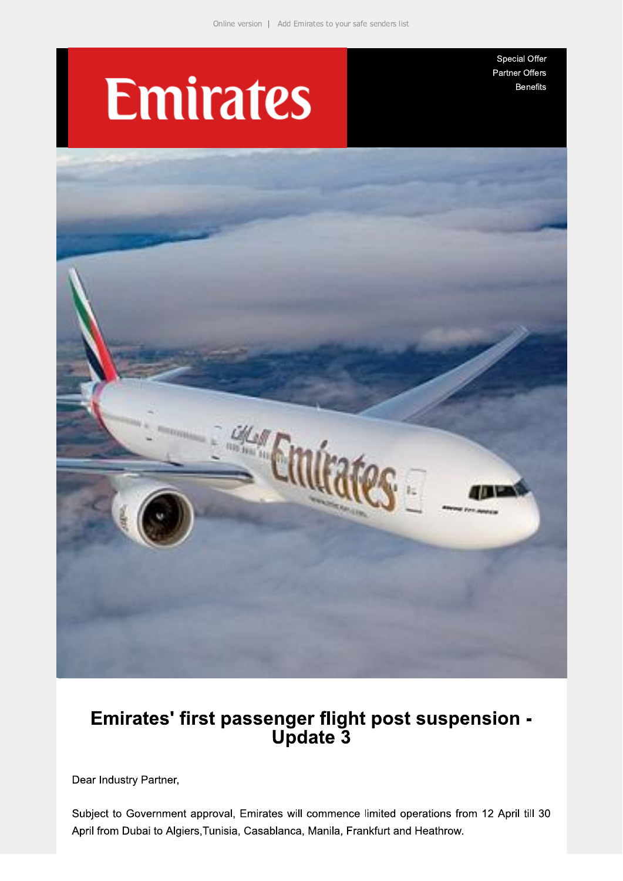Online version | Add Emirates to your safe senders list

Emirates

Special Offer
Partner Offers
Benefits

# Emirates' first passenger flight post suspension - Update 3

Dear Industry Partner,

Subject to Government approval, Emirates will commence limited operations from 12 April till 30 April from Dubai to Algiers,Tunisia, Casablanca, Manila, Frankfurt and Heathrow.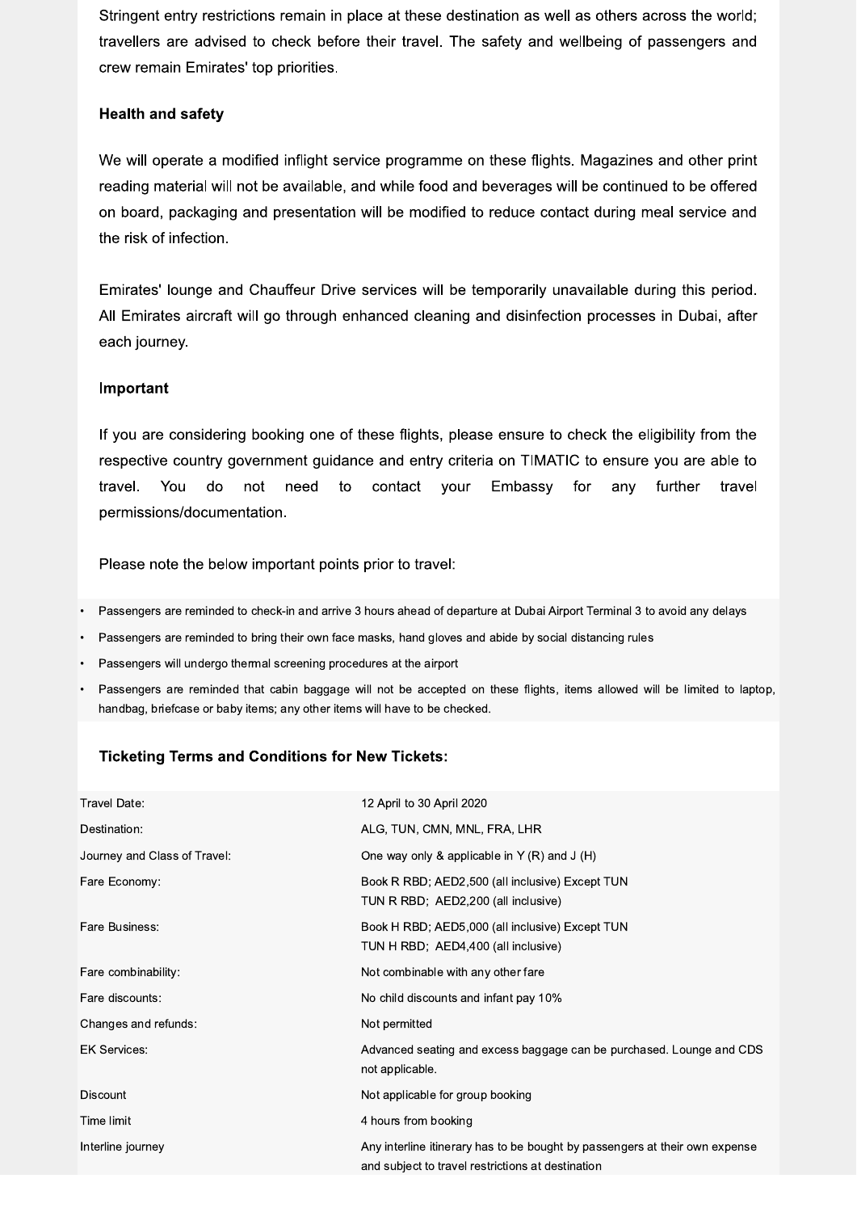Stringent entry restrictions remain in place at these destination as well as others across the world; travellers are advised to check before their travel. The safety and wellbeing of passengers and crew remain Emirates' top priorities.

### Health and safety

We will operate a modified inflight service programme on these flights. Magazines and other print reading material will not be available, and while food and beverages will be continued to be offered on board, packaging and presentation will be modified to reduce contact during meal service and the risk of infection.

Emirates' lounge and Chauffeur Drive services will be temporarily unavailable during this period. All Emirates aircraft will go through enhanced cleaning and disinfection processes in Dubai, after each journey.

### Important

If you are considering booking one of these flights, please ensure to check the eligibility from the respective country government guidance and entry criteria on TIMATIC to ensure you are able to travel. You do not need to contact your Embassy for any further travel permissions/documentation.

Please note the below important points prior to travel:

- Passengers are reminded to check-in and arrive 3 hours ahead of departure at Dubai Airport Terminal 3 to avoid any delays
- Passengers are reminded to bring their own face masks, hand gloves and abide by social distancing rules
- Passengers will undergo thermal screening procedures at the airport
- Passengers are reminded that cabin baggage will not be accepted on these flights, items allowed will be limited to laptop, handbag, briefcase or baby items; any other items will have to be checked.

### Ticketing Terms and Conditions for New Tickets:

| | |
|---|---|
| Travel Date: | 12 April to 30 April 2020 |
| Destination: | ALG, TUN, CMN, MNL, FRA, LHR |
| Journey and Class of Travel: | One way only & applicable in Y (R) and J (H) |
| Fare Economy: | Book R RBD; AED2,500 (all inclusive) Except TUN<br>TUN R RBD; AED2,200 (all inclusive) |
| Fare Business: | Book H RBD; AED5,000 (all inclusive) Except TUN<br>TUN H RBD; AED4,400 (all inclusive) |
| Fare combinability: | Not combinable with any other fare |
| Fare discounts: | No child discounts and infant pay 10% |
| Changes and refunds: | Not permitted |
| EK Services: | Advanced seating and excess baggage can be purchased. Lounge and CDS not applicable. |
| Discount | Not applicable for group booking |
| Time limit | 4 hours from booking |
| Interline journey | Any interline itinerary has to be bought by passengers at their own expense and subject to travel restrictions at destination |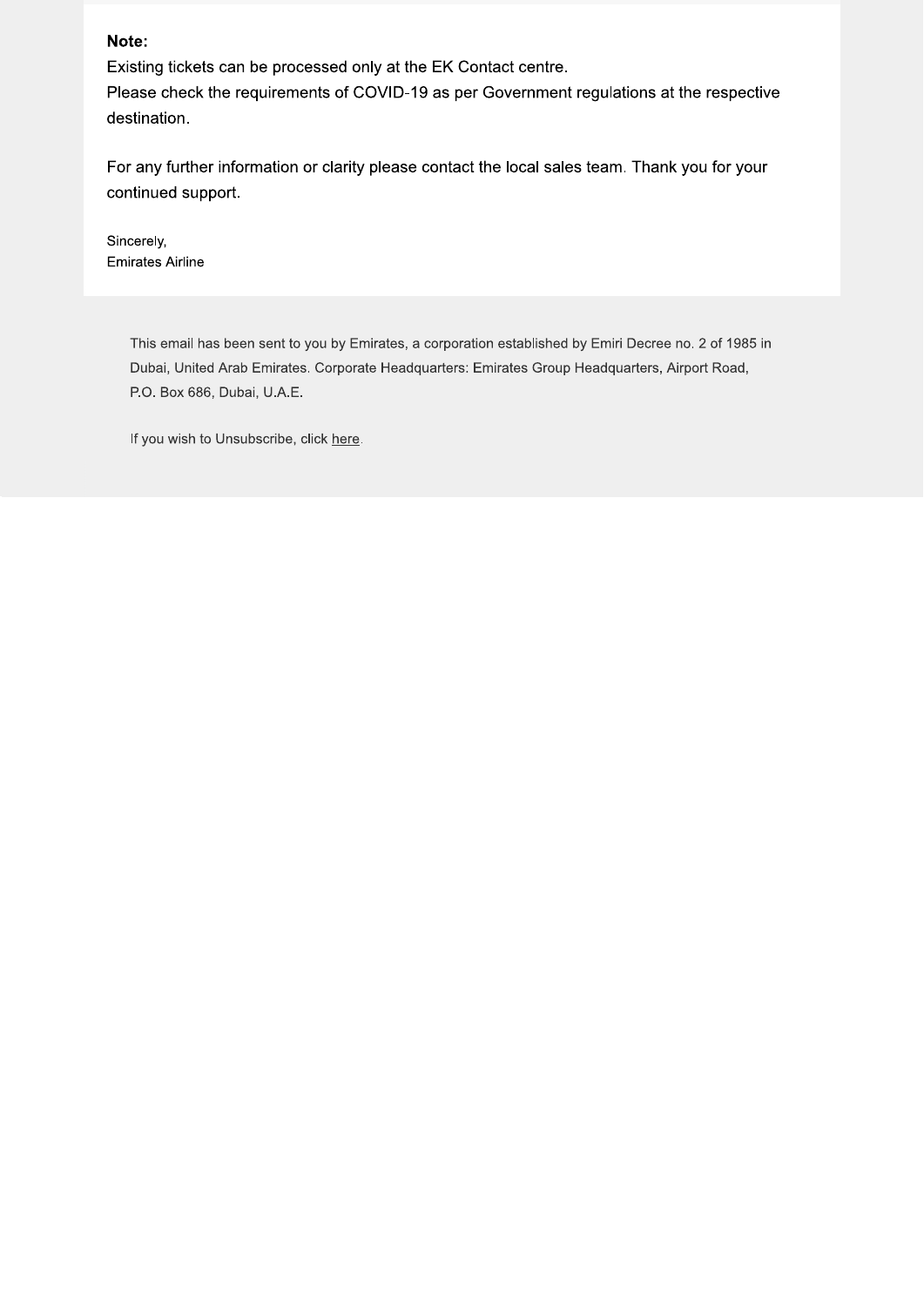**Note:**
Existing tickets can be processed only at the EK Contact centre.
Please check the requirements of COVID-19 as per Government regulations at the respective destination.

For any further information or clarity please contact the local sales team. Thank you for your continued support.

Sincerely,
Emirates Airline

This email has been sent to you by Emirates, a corporation established by Emiri Decree no. 2 of 1985 in Dubai, United Arab Emirates. Corporate Headquarters: Emirates Group Headquarters, Airport Road, P.O. Box 686, Dubai, U.A.E.

If you wish to Unsubscribe, click here.